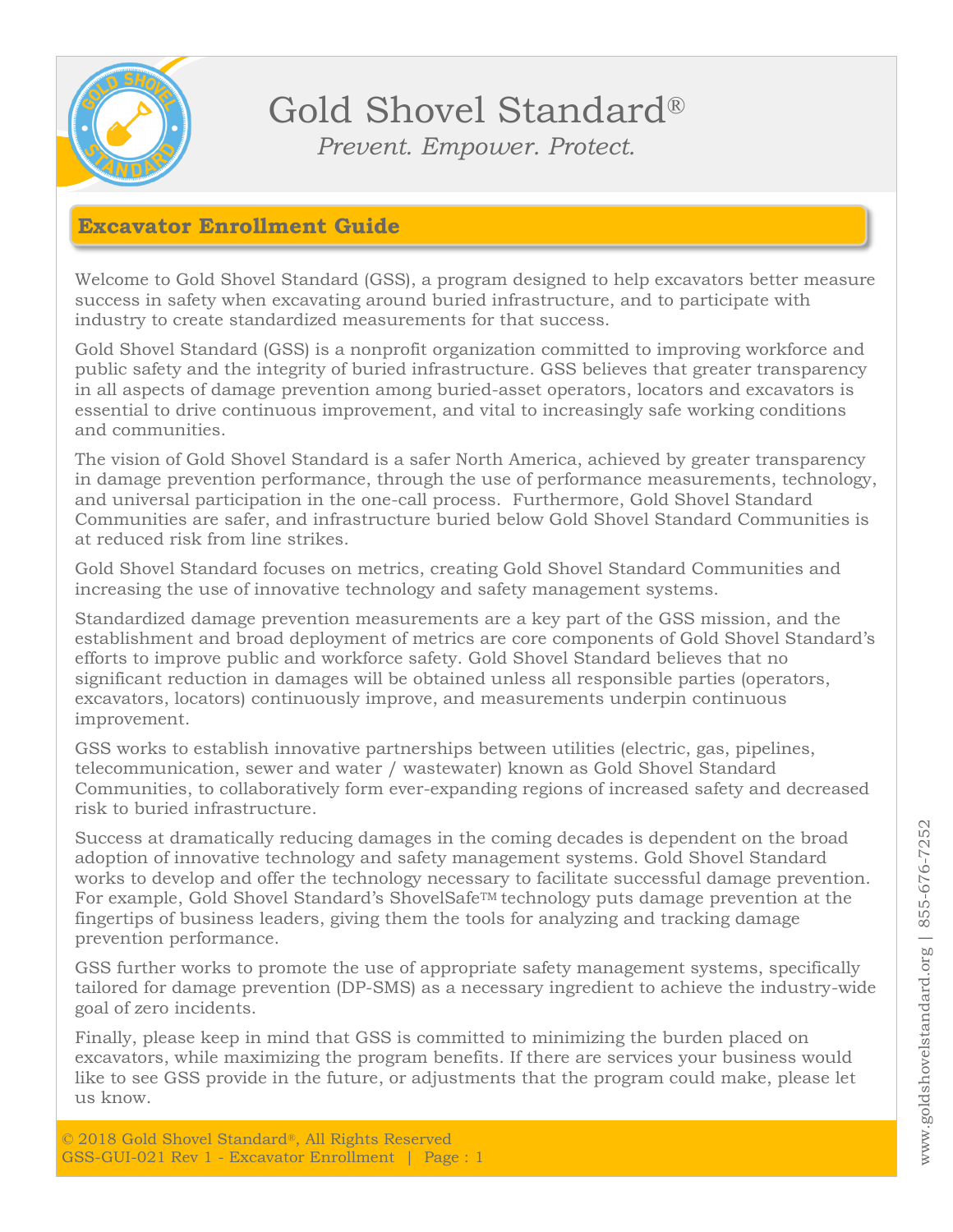# Gold Shovel Standard®

*Prevent. Empower. Protect.*

## Excavator Enrollment Guide

Welcome to Gold Shovel Standard (GSS), a program designed to help excavators better measure success in safety when excavating around buried infrastructure, and to participate with industry to create standardized measurements for that success.

Gold Shovel Standard (GSS) is a nonprofit organization committed to improving workforce and public safety and the integrity of buried infrastructure. GSS believes that greater transparency in all aspects of damage prevention among buried-asset operators, locators and excavators is essential to drive continuous improvement, and vital to increasingly safe working conditions and communities.

The vision of Gold Shovel Standard is a safer North America, achieved by greater transparency in damage prevention performance, through the use of performance measurements, technology, and universal participation in the one-call process. Furthermore, Gold Shovel Standard Communities are safer, and infrastructure buried below Gold Shovel Standard Communities is at reduced risk from line strikes.

Gold Shovel Standard focuses on metrics, creating Gold Shovel Standard Communities and increasing the use of innovative technology and safety management systems.

Standardized damage prevention measurements are a key part of the GSS mission, and the establishment and broad deployment of metrics are core components of Gold Shovel Standard's efforts to improve public and workforce safety. Gold Shovel Standard believes that no significant reduction in damages will be obtained unless all responsible parties (operators, excavators, locators) continuously improve, and measurements underpin continuous improvement.

GSS works to establish innovative partnerships between utilities (electric, gas, pipelines, telecommunication, sewer and water / wastewater) known as Gold Shovel Standard Communities, to collaboratively form ever-expanding regions of increased safety and decreased risk to buried infrastructure.

Success at dramatically reducing damages in the coming decades is dependent on the broad adoption of innovative technology and safety management systems. Gold Shovel Standard works to develop and offer the technology necessary to facilitate successful damage prevention. For example, Gold Shovel Standard's ShovelSafe™ technology puts damage prevention at the fingertips of business leaders, giving them the tools for analyzing and tracking damage prevention performance.

GSS further works to promote the use of appropriate safety management systems, specifically tailored for damage prevention (DP-SMS) as a necessary ingredient to achieve the industry-wide goal of zero incidents.

Finally, please keep in mind that GSS is committed to minimizing the burden placed on excavators, while maximizing the program benefits. If there are services your business would like to see GSS provide in the future, or adjustments that the program could make, please let us know.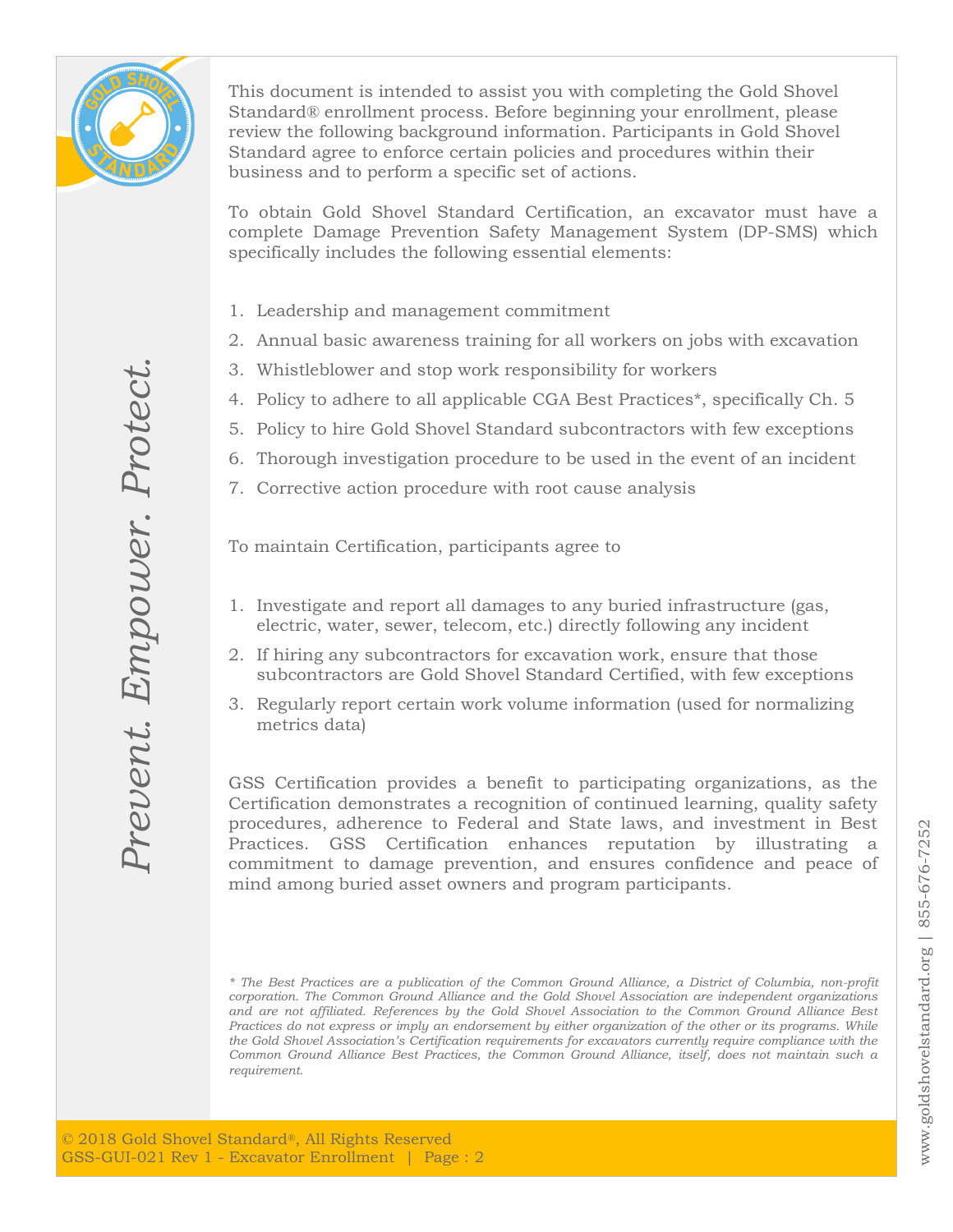This document is intended to assist you with completing the Gold Shovel Standard® enrollment process. Before beginning your enrollment, please review the following background information. Participants in Gold Shovel Standard agree to enforce certain policies and procedures within their business and to perform a specific set of actions.

To obtain Gold Shovel Standard Certification, an excavator must have a complete Damage Prevention Safety Management System (DP-SMS) which specifically includes the following essential elements:

1. Leadership and management commitment
2. Annual basic awareness training for all workers on jobs with excavation
3. Whistleblower and stop work responsibility for workers
4. Policy to adhere to all applicable CGA Best Practices*, specifically Ch. 5
5. Policy to hire Gold Shovel Standard subcontractors with few exceptions
6. Thorough investigation procedure to be used in the event of an incident
7. Corrective action procedure with root cause analysis

To maintain Certification, participants agree to

1. Investigate and report all damages to any buried infrastructure (gas, electric, water, sewer, telecom, etc.) directly following any incident
2. If hiring any subcontractors for excavation work, ensure that those subcontractors are Gold Shovel Standard Certified, with few exceptions
3. Regularly report certain work volume information (used for normalizing metrics data)

GSS Certification provides a benefit to participating organizations, as the Certification demonstrates a recognition of continued learning, quality safety procedures, adherence to Federal and State laws, and investment in Best Practices. GSS Certification enhances reputation by illustrating a commitment to damage prevention, and ensures confidence and peace of mind among buried asset owners and program participants.

*\* The Best Practices are a publication of the Common Ground Alliance, a District of Columbia, non-profit corporation. The Common Ground Alliance and the Gold Shovel Association are independent organizations and are not affiliated. References by the Gold Shovel Association to the Common Ground Alliance Best Practices do not express or imply an endorsement by either organization of the other or its programs. While the Gold Shovel Association's Certification requirements for excavators currently require compliance with the Common Ground Alliance Best Practices, the Common Ground Alliance, itself, does not maintain such a requirement.*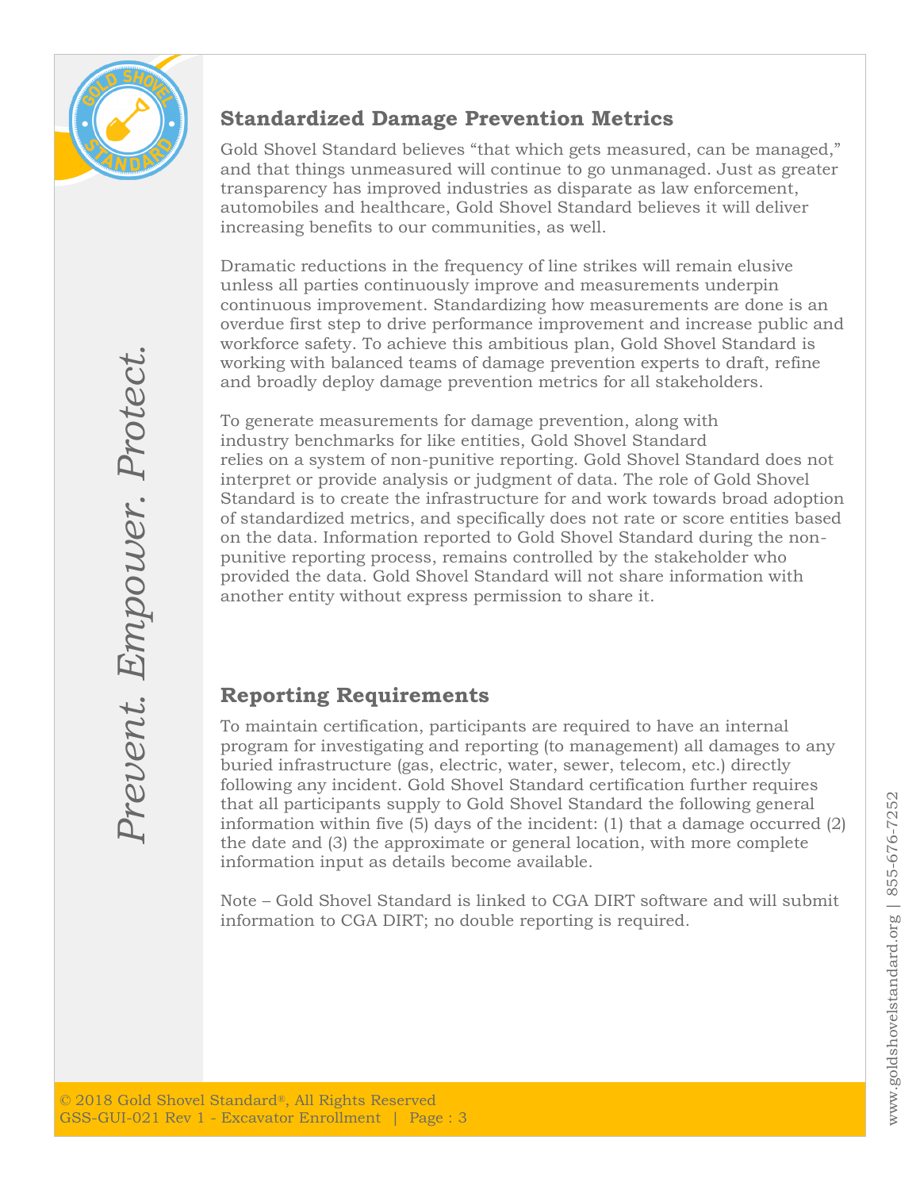## Standardized Damage Prevention Metrics

Gold Shovel Standard believes "that which gets measured, can be managed," and that things unmeasured will continue to go unmanaged. Just as greater transparency has improved industries as disparate as law enforcement, automobiles and healthcare, Gold Shovel Standard believes it will deliver increasing benefits to our communities, as well.

Dramatic reductions in the frequency of line strikes will remain elusive unless all parties continuously improve and measurements underpin continuous improvement. Standardizing how measurements are done is an overdue first step to drive performance improvement and increase public and workforce safety. To achieve this ambitious plan, Gold Shovel Standard is working with balanced teams of damage prevention experts to draft, refine and broadly deploy damage prevention metrics for all stakeholders.

To generate measurements for damage prevention, along with industry benchmarks for like entities, Gold Shovel Standard relies on a system of non-punitive reporting. Gold Shovel Standard does not interpret or provide analysis or judgment of data. The role of Gold Shovel Standard is to create the infrastructure for and work towards broad adoption of standardized metrics, and specifically does not rate or score entities based on the data. Information reported to Gold Shovel Standard during the non-punitive reporting process, remains controlled by the stakeholder who provided the data. Gold Shovel Standard will not share information with another entity without express permission to share it.

## Reporting Requirements

To maintain certification, participants are required to have an internal program for investigating and reporting (to management) all damages to any buried infrastructure (gas, electric, water, sewer, telecom, etc.) directly following any incident. Gold Shovel Standard certification further requires that all participants supply to Gold Shovel Standard the following general information within five (5) days of the incident: (1) that a damage occurred (2) the date and (3) the approximate or general location, with more complete information input as details become available.

Note – Gold Shovel Standard is linked to CGA DIRT software and will submit information to CGA DIRT; no double reporting is required.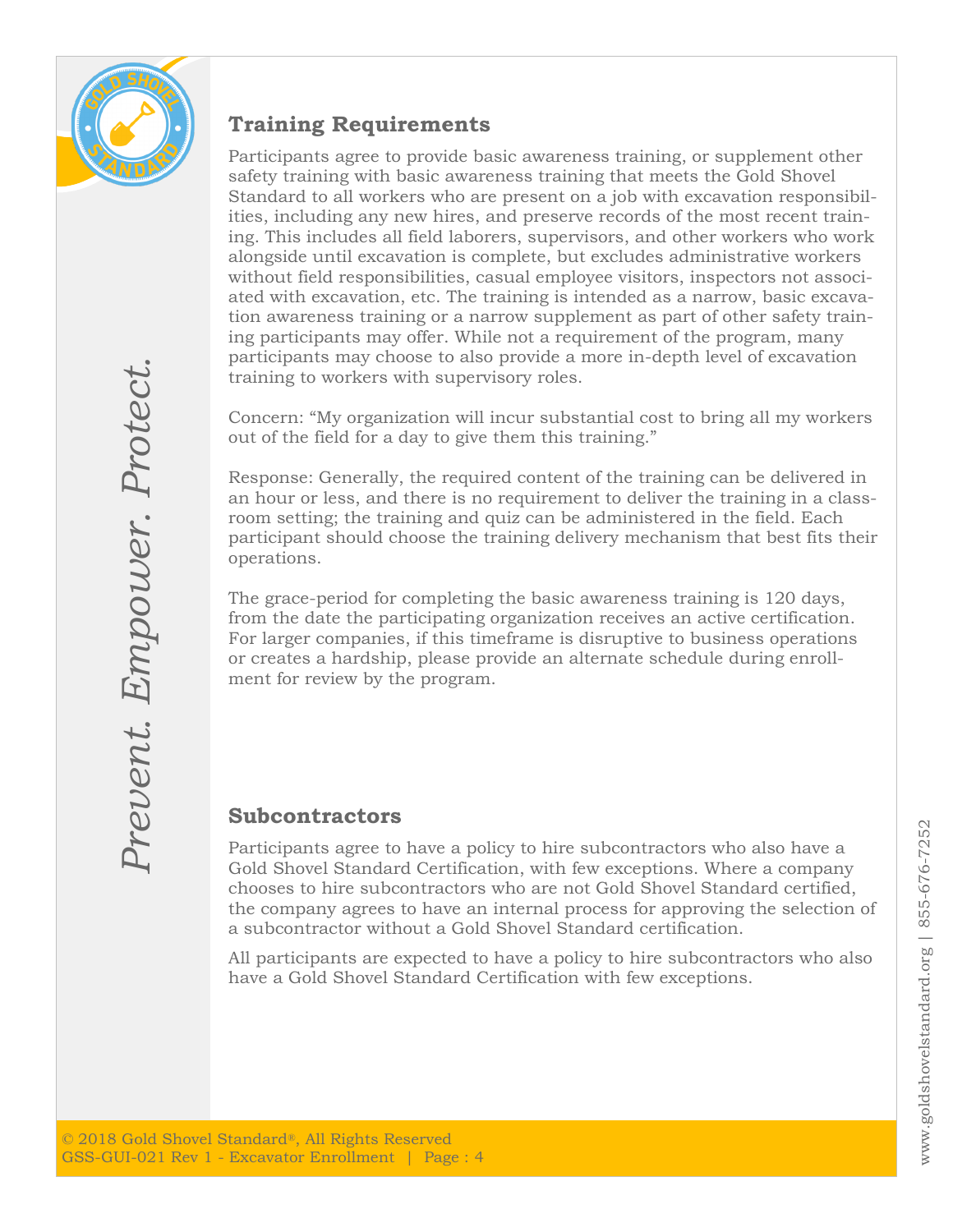## Training Requirements

Participants agree to provide basic awareness training, or supplement other safety training with basic awareness training that meets the Gold Shovel Standard to all workers who are present on a job with excavation responsibilities, including any new hires, and preserve records of the most recent training. This includes all field laborers, supervisors, and other workers who work alongside until excavation is complete, but excludes administrative workers without field responsibilities, casual employee visitors, inspectors not associated with excavation, etc. The training is intended as a narrow, basic excavation awareness training or a narrow supplement as part of other safety training participants may offer. While not a requirement of the program, many participants may choose to also provide a more in-depth level of excavation training to workers with supervisory roles.

Concern: "My organization will incur substantial cost to bring all my workers out of the field for a day to give them this training."

Response: Generally, the required content of the training can be delivered in an hour or less, and there is no requirement to deliver the training in a classroom setting; the training and quiz can be administered in the field. Each participant should choose the training delivery mechanism that best fits their operations.

The grace-period for completing the basic awareness training is 120 days, from the date the participating organization receives an active certification. For larger companies, if this timeframe is disruptive to business operations or creates a hardship, please provide an alternate schedule during enrollment for review by the program.

## Subcontractors

Participants agree to have a policy to hire subcontractors who also have a Gold Shovel Standard Certification, with few exceptions. Where a company chooses to hire subcontractors who are not Gold Shovel Standard certified, the company agrees to have an internal process for approving the selection of a subcontractor without a Gold Shovel Standard certification.

All participants are expected to have a policy to hire subcontractors who also have a Gold Shovel Standard Certification with few exceptions.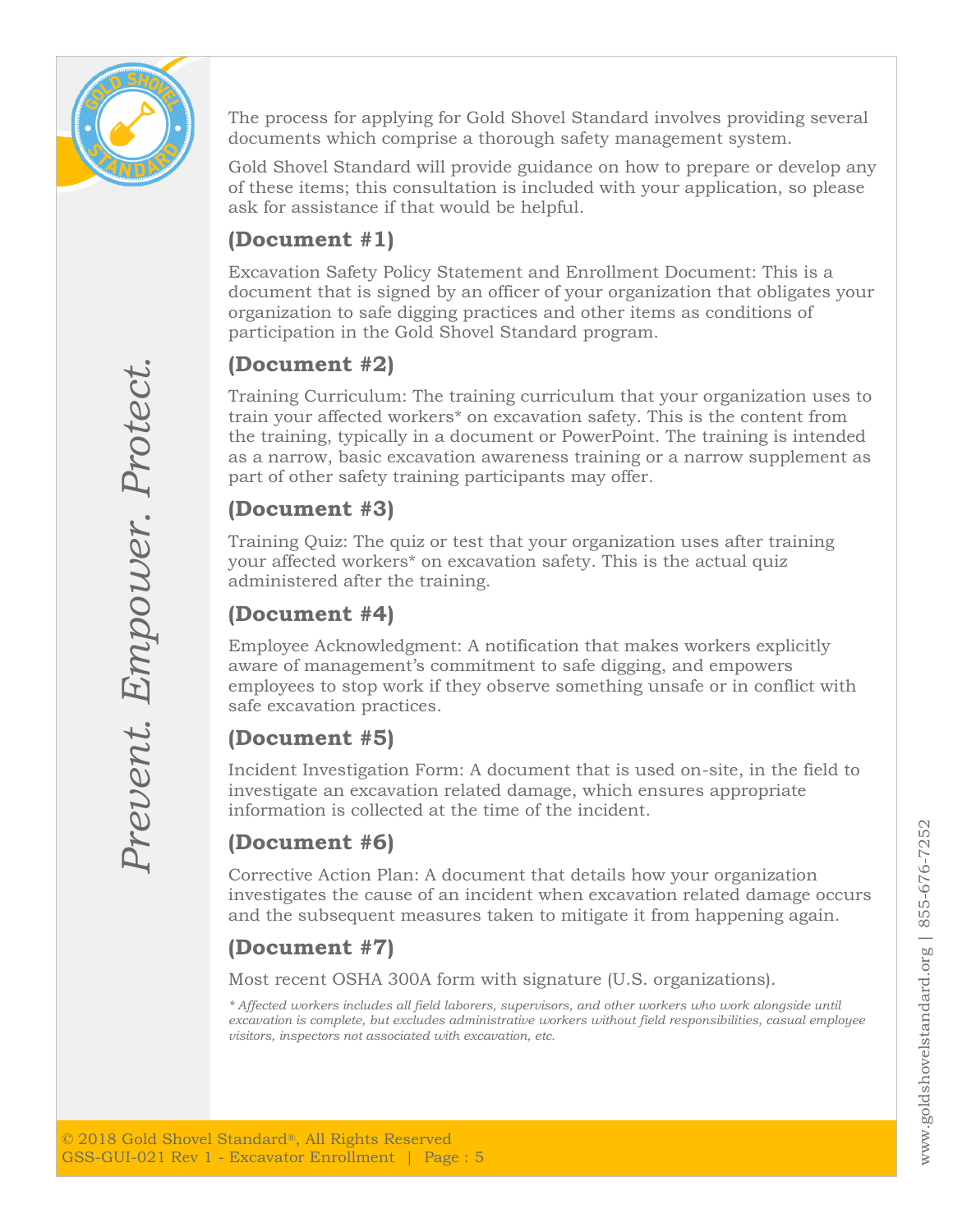The process for applying for Gold Shovel Standard involves providing several documents which comprise a thorough safety management system.

Gold Shovel Standard will provide guidance on how to prepare or develop any of these items; this consultation is included with your application, so please ask for assistance if that would be helpful.

## (Document #1)

Excavation Safety Policy Statement and Enrollment Document: This is a document that is signed by an officer of your organization that obligates your organization to safe digging practices and other items as conditions of participation in the Gold Shovel Standard program.

## (Document #2)

Training Curriculum: The training curriculum that your organization uses to train your affected workers* on excavation safety. This is the content from the training, typically in a document or PowerPoint. The training is intended as a narrow, basic excavation awareness training or a narrow supplement as part of other safety training participants may offer.

## (Document #3)

Training Quiz: The quiz or test that your organization uses after training your affected workers* on excavation safety. This is the actual quiz administered after the training.

## (Document #4)

Employee Acknowledgment: A notification that makes workers explicitly aware of management's commitment to safe digging, and empowers employees to stop work if they observe something unsafe or in conflict with safe excavation practices.

## (Document #5)

Incident Investigation Form: A document that is used on-site, in the field to investigate an excavation related damage, which ensures appropriate information is collected at the time of the incident.

## (Document #6)

Corrective Action Plan: A document that details how your organization investigates the cause of an incident when excavation related damage occurs and the subsequent measures taken to mitigate it from happening again.

## (Document #7)

Most recent OSHA 300A form with signature (U.S. organizations).

*\* Affected workers includes all field laborers, supervisors, and other workers who work alongside until excavation is complete, but excludes administrative workers without field responsibilities, casual employee visitors, inspectors not associated with excavation, etc.*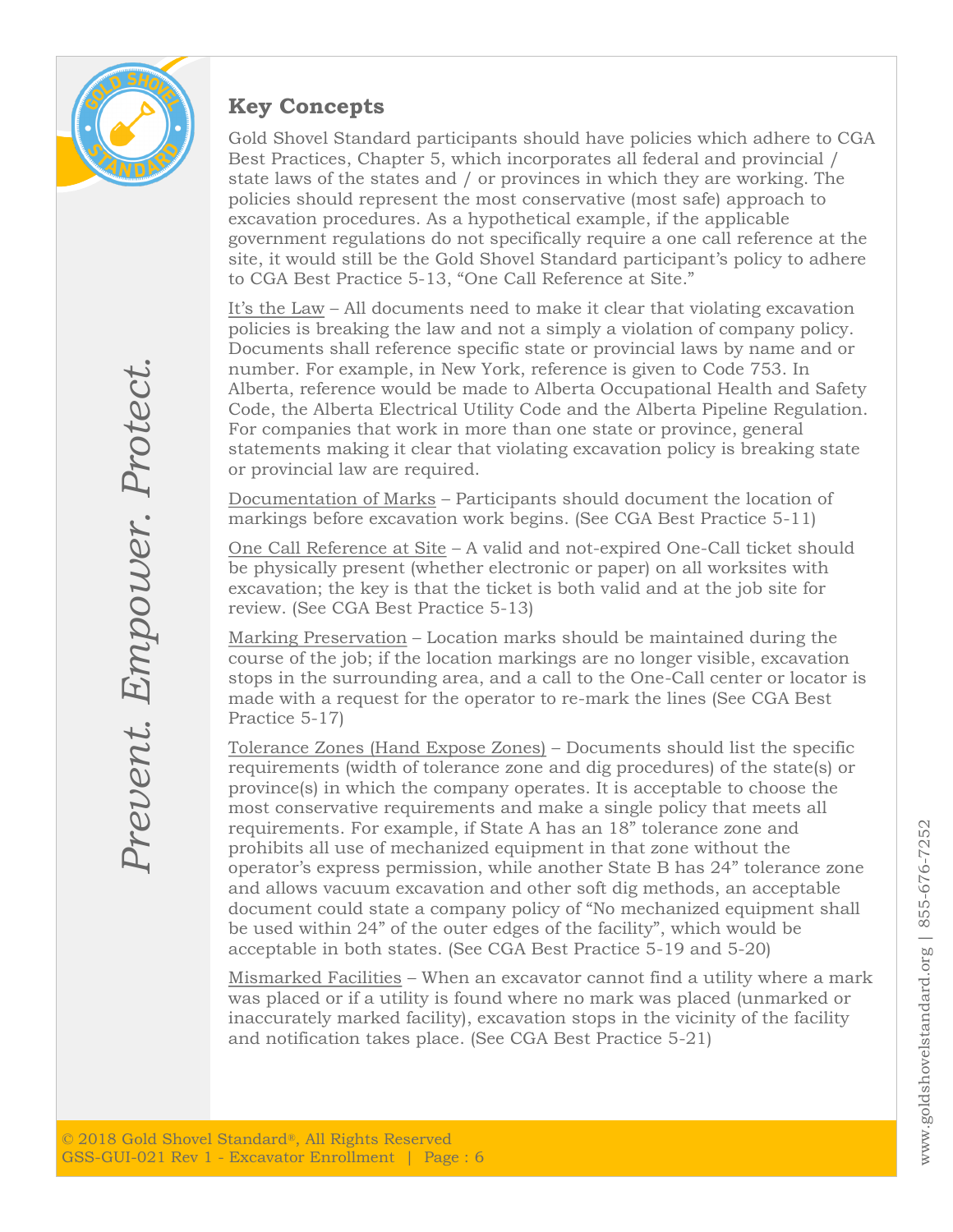## Key Concepts

Gold Shovel Standard participants should have policies which adhere to CGA Best Practices, Chapter 5, which incorporates all federal and provincial / state laws of the states and / or provinces in which they are working. The policies should represent the most conservative (most safe) approach to excavation procedures. As a hypothetical example, if the applicable government regulations do not specifically require a one call reference at the site, it would still be the Gold Shovel Standard participant's policy to adhere to CGA Best Practice 5-13, "One Call Reference at Site."

It's the Law – All documents need to make it clear that violating excavation policies is breaking the law and not a simply a violation of company policy. Documents shall reference specific state or provincial laws by name and or number. For example, in New York, reference is given to Code 753. In Alberta, reference would be made to Alberta Occupational Health and Safety Code, the Alberta Electrical Utility Code and the Alberta Pipeline Regulation. For companies that work in more than one state or province, general statements making it clear that violating excavation policy is breaking state or provincial law are required.

Documentation of Marks – Participants should document the location of markings before excavation work begins. (See CGA Best Practice 5-11)

One Call Reference at Site – A valid and not-expired One-Call ticket should be physically present (whether electronic or paper) on all worksites with excavation; the key is that the ticket is both valid and at the job site for review. (See CGA Best Practice 5-13)

Marking Preservation – Location marks should be maintained during the course of the job; if the location markings are no longer visible, excavation stops in the surrounding area, and a call to the One-Call center or locator is made with a request for the operator to re-mark the lines (See CGA Best Practice 5-17)

Tolerance Zones (Hand Expose Zones) – Documents should list the specific requirements (width of tolerance zone and dig procedures) of the state(s) or province(s) in which the company operates. It is acceptable to choose the most conservative requirements and make a single policy that meets all requirements. For example, if State A has an 18" tolerance zone and prohibits all use of mechanized equipment in that zone without the operator's express permission, while another State B has 24" tolerance zone and allows vacuum excavation and other soft dig methods, an acceptable document could state a company policy of "No mechanized equipment shall be used within 24" of the outer edges of the facility", which would be acceptable in both states. (See CGA Best Practice 5-19 and 5-20)

Mismarked Facilities – When an excavator cannot find a utility where a mark was placed or if a utility is found where no mark was placed (unmarked or inaccurately marked facility), excavation stops in the vicinity of the facility and notification takes place. (See CGA Best Practice 5-21)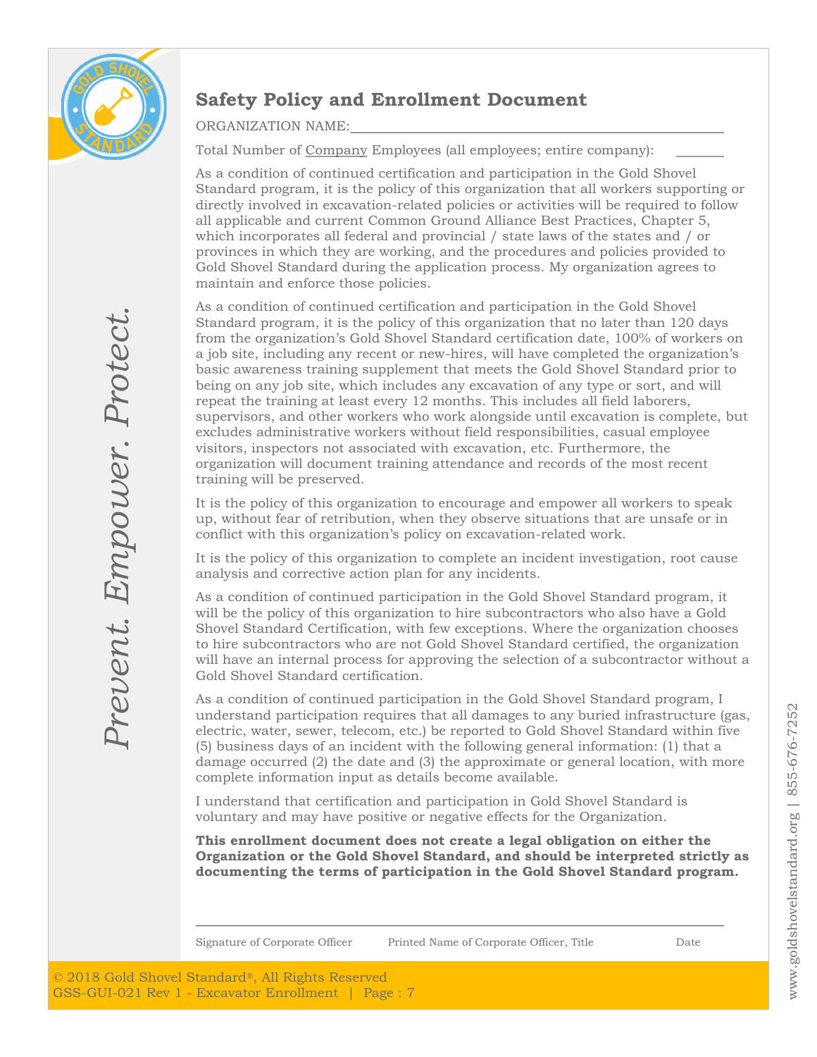# Safety Policy and Enrollment Document

ORGANIZATION NAME:\_\_\_\_\_\_\_\_\_\_\_\_\_\_\_\_\_\_\_\_\_\_\_\_\_\_\_\_\_\_\_\_\_\_\_\_\_\_\_\_\_\_\_\_\_\_\_\_

Total Number of Company Employees (all employees; entire company): \_\_\_\_\_\_

As a condition of continued certification and participation in the Gold Shovel Standard program, it is the policy of this organization that all workers supporting or directly involved in excavation-related policies or activities will be required to follow all applicable and current Common Ground Alliance Best Practices, Chapter 5, which incorporates all federal and provincial / state laws of the states and / or provinces in which they are working, and the procedures and policies provided to Gold Shovel Standard during the application process. My organization agrees to maintain and enforce those policies.

As a condition of continued certification and participation in the Gold Shovel Standard program, it is the policy of this organization that no later than 120 days from the organization's Gold Shovel Standard certification date, 100% of workers on a job site, including any recent or new-hires, will have completed the organization's basic awareness training supplement that meets the Gold Shovel Standard prior to being on any job site, which includes any excavation of any type or sort, and will repeat the training at least every 12 months. This includes all field laborers, supervisors, and other workers who work alongside until excavation is complete, but excludes administrative workers without field responsibilities, casual employee visitors, inspectors not associated with excavation, etc. Furthermore, the organization will document training attendance and records of the most recent training will be preserved.

It is the policy of this organization to encourage and empower all workers to speak up, without fear of retribution, when they observe situations that are unsafe or in conflict with this organization's policy on excavation-related work.

It is the policy of this organization to complete an incident investigation, root cause analysis and corrective action plan for any incidents.

As a condition of continued participation in the Gold Shovel Standard program, it will be the policy of this organization to hire subcontractors who also have a Gold Shovel Standard Certification, with few exceptions. Where the organization chooses to hire subcontractors who are not Gold Shovel Standard certified, the organization will have an internal process for approving the selection of a subcontractor without a Gold Shovel Standard certification.

As a condition of continued participation in the Gold Shovel Standard program, I understand participation requires that all damages to any buried infrastructure (gas, electric, water, sewer, telecom, etc.) be reported to Gold Shovel Standard within five (5) business days of an incident with the following general information: (1) that a damage occurred (2) the date and (3) the approximate or general location, with more complete information input as details become available.

I understand that certification and participation in Gold Shovel Standard is voluntary and may have positive or negative effects for the Organization.

**This enrollment document does not create a legal obligation on either the Organization or the Gold Shovel Standard, and should be interpreted strictly as documenting the terms of participation in the Gold Shovel Standard program.**

\_\_\_\_\_\_\_\_\_\_\_\_\_\_\_\_\_\_\_\_\_\_\_\_\_\_\_\_\_\_\_\_\_\_\_\_\_\_\_\_\_\_\_\_\_\_\_\_\_\_\_\_\_\_\_\_\_\_

Signature of Corporate Officer    Printed Name of Corporate Officer, Title    Date

© 2018 Gold Shovel Standard®, All Rights Reserved
GSS-GUI-021 Rev 1 - Excavator Enrollment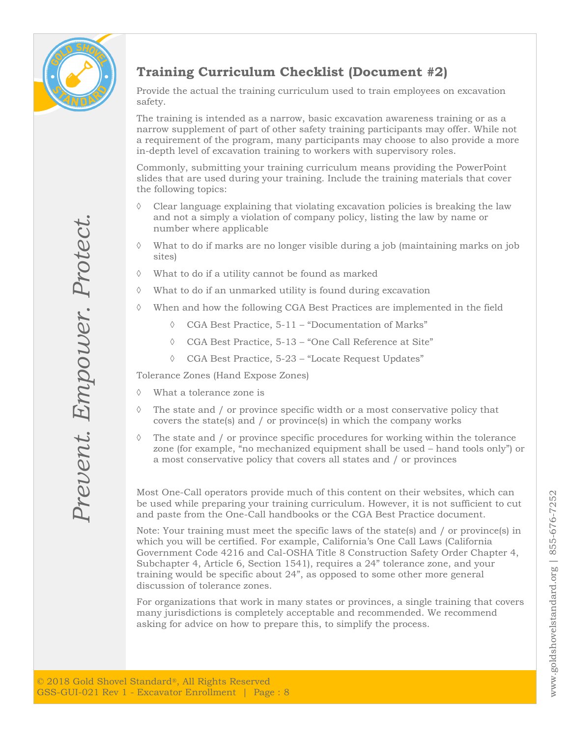## Training Curriculum Checklist (Document #2)

Provide the actual the training curriculum used to train employees on excavation safety.

The training is intended as a narrow, basic excavation awareness training or as a narrow supplement of part of other safety training participants may offer. While not a requirement of the program, many participants may choose to also provide a more in-depth level of excavation training to workers with supervisory roles.

Commonly, submitting your training curriculum means providing the PowerPoint slides that are used during your training. Include the training materials that cover the following topics:

- Clear language explaining that violating excavation policies is breaking the law and not a simply a violation of company policy, listing the law by name or number where applicable
- What to do if marks are no longer visible during a job (maintaining marks on job sites)
- What to do if a utility cannot be found as marked
- What to do if an unmarked utility is found during excavation
- When and how the following CGA Best Practices are implemented in the field
  - CGA Best Practice, 5-11 – “Documentation of Marks”
  - CGA Best Practice, 5-13 – “One Call Reference at Site”
  - CGA Best Practice, 5-23 – “Locate Request Updates”

Tolerance Zones (Hand Expose Zones)

- What a tolerance zone is
- The state and / or province specific width or a most conservative policy that covers the state(s) and / or province(s) in which the company works
- The state and / or province specific procedures for working within the tolerance zone (for example, “no mechanized equipment shall be used – hand tools only”) or a most conservative policy that covers all states and / or provinces

Most One-Call operators provide much of this content on their websites, which can be used while preparing your training curriculum. However, it is not sufficient to cut and paste from the One-Call handbooks or the CGA Best Practice document.

Note: Your training must meet the specific laws of the state(s) and / or province(s) in which you will be certified. For example, California’s One Call Laws (California Government Code 4216 and Cal-OSHA Title 8 Construction Safety Order Chapter 4, Subchapter 4, Article 6, Section 1541), requires a 24” tolerance zone, and your training would be specific about 24”, as opposed to some other more general discussion of tolerance zones.

For organizations that work in many states or provinces, a single training that covers many jurisdictions is completely acceptable and recommended. We recommend asking for advice on how to prepare this, to simplify the process.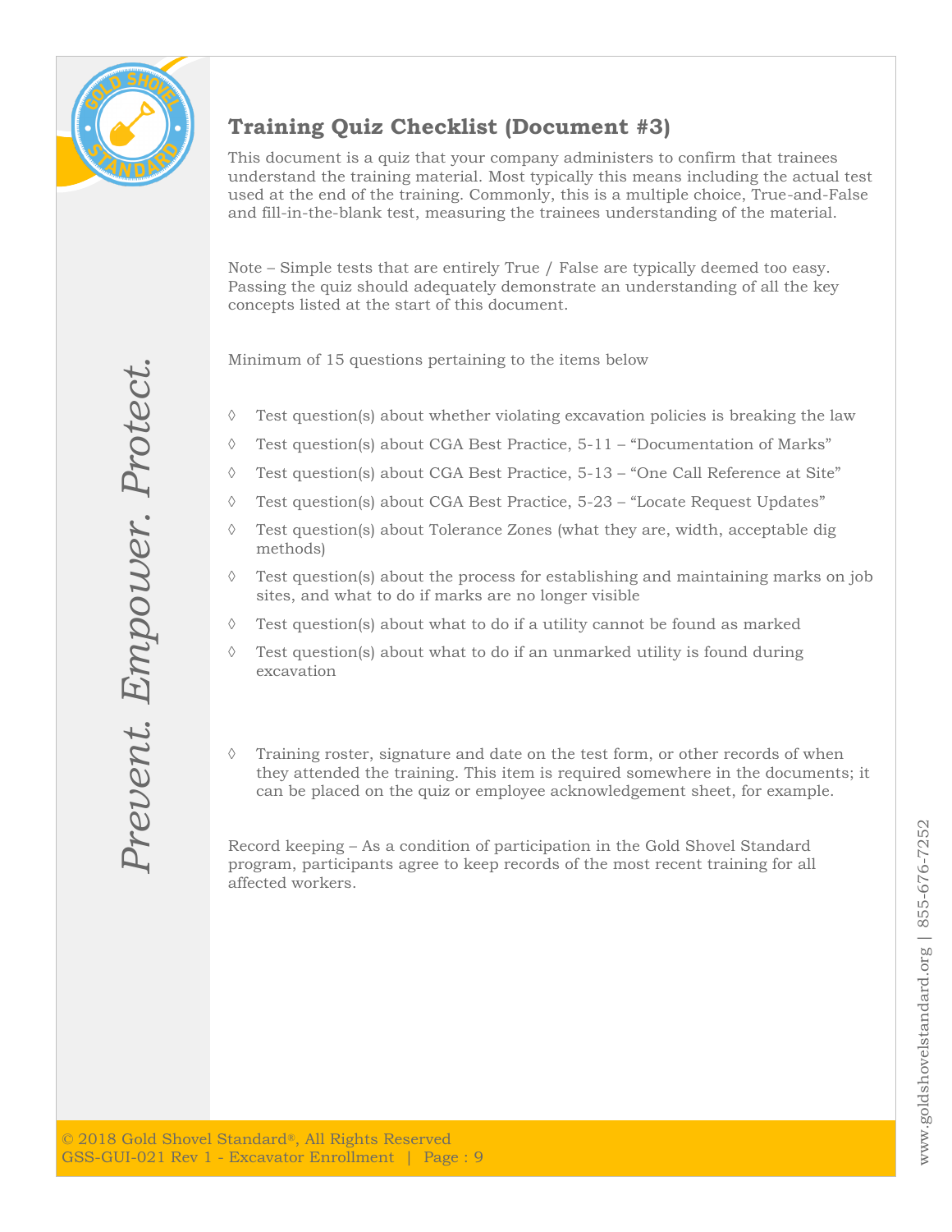## Training Quiz Checklist (Document #3)

This document is a quiz that your company administers to confirm that trainees understand the training material. Most typically this means including the actual test used at the end of the training. Commonly, this is a multiple choice, True-and-False and fill-in-the-blank test, measuring the trainees understanding of the material.

Note – Simple tests that are entirely True / False are typically deemed too easy. Passing the quiz should adequately demonstrate an understanding of all the key concepts listed at the start of this document.

Minimum of 15 questions pertaining to the items below

- ◊ Test question(s) about whether violating excavation policies is breaking the law
- ◊ Test question(s) about CGA Best Practice, 5-11 – “Documentation of Marks”
- ◊ Test question(s) about CGA Best Practice, 5-13 – “One Call Reference at Site”
- ◊ Test question(s) about CGA Best Practice, 5-23 – “Locate Request Updates”
- ◊ Test question(s) about Tolerance Zones (what they are, width, acceptable dig methods)
- ◊ Test question(s) about the process for establishing and maintaining marks on job sites, and what to do if marks are no longer visible
- ◊ Test question(s) about what to do if a utility cannot be found as marked
- ◊ Test question(s) about what to do if an unmarked utility is found during excavation

- ◊ Training roster, signature and date on the test form, or other records of when they attended the training. This item is required somewhere in the documents; it can be placed on the quiz or employee acknowledgement sheet, for example.

Record keeping – As a condition of participation in the Gold Shovel Standard program, participants agree to keep records of the most recent training for all affected workers.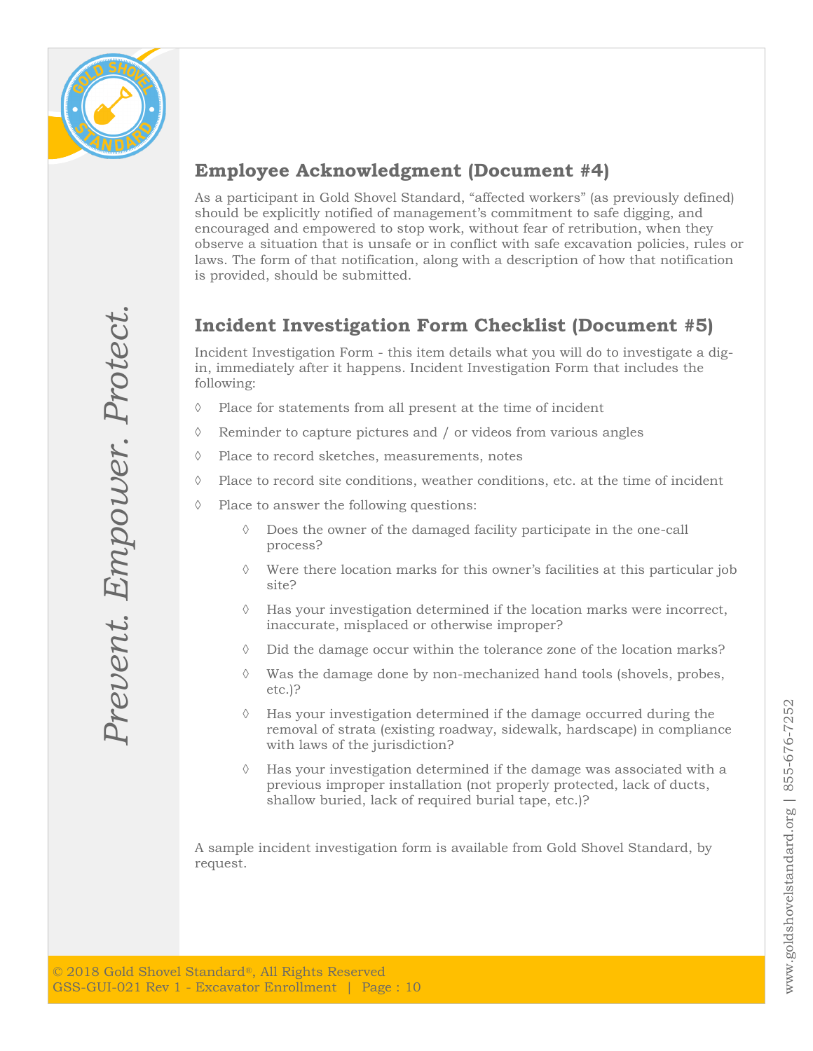## Employee Acknowledgment (Document #4)

As a participant in Gold Shovel Standard, "affected workers" (as previously defined) should be explicitly notified of management's commitment to safe digging, and encouraged and empowered to stop work, without fear of retribution, when they observe a situation that is unsafe or in conflict with safe excavation policies, rules or laws. The form of that notification, along with a description of how that notification is provided, should be submitted.

## Incident Investigation Form Checklist (Document #5)

Incident Investigation Form - this item details what you will do to investigate a dig-in, immediately after it happens. Incident Investigation Form that includes the following:

- Place for statements from all present at the time of incident
- Reminder to capture pictures and / or videos from various angles
- Place to record sketches, measurements, notes
- Place to record site conditions, weather conditions, etc. at the time of incident
- Place to answer the following questions:
  - Does the owner of the damaged facility participate in the one-call process?
  - Were there location marks for this owner's facilities at this particular job site?
  - Has your investigation determined if the location marks were incorrect, inaccurate, misplaced or otherwise improper?
  - Did the damage occur within the tolerance zone of the location marks?
  - Was the damage done by non-mechanized hand tools (shovels, probes, etc.)?
  - Has your investigation determined if the damage occurred during the removal of strata (existing roadway, sidewalk, hardscape) in compliance with laws of the jurisdiction?
  - Has your investigation determined if the damage was associated with a previous improper installation (not properly protected, lack of ducts, shallow buried, lack of required burial tape, etc.)?

A sample incident investigation form is available from Gold Shovel Standard, by request.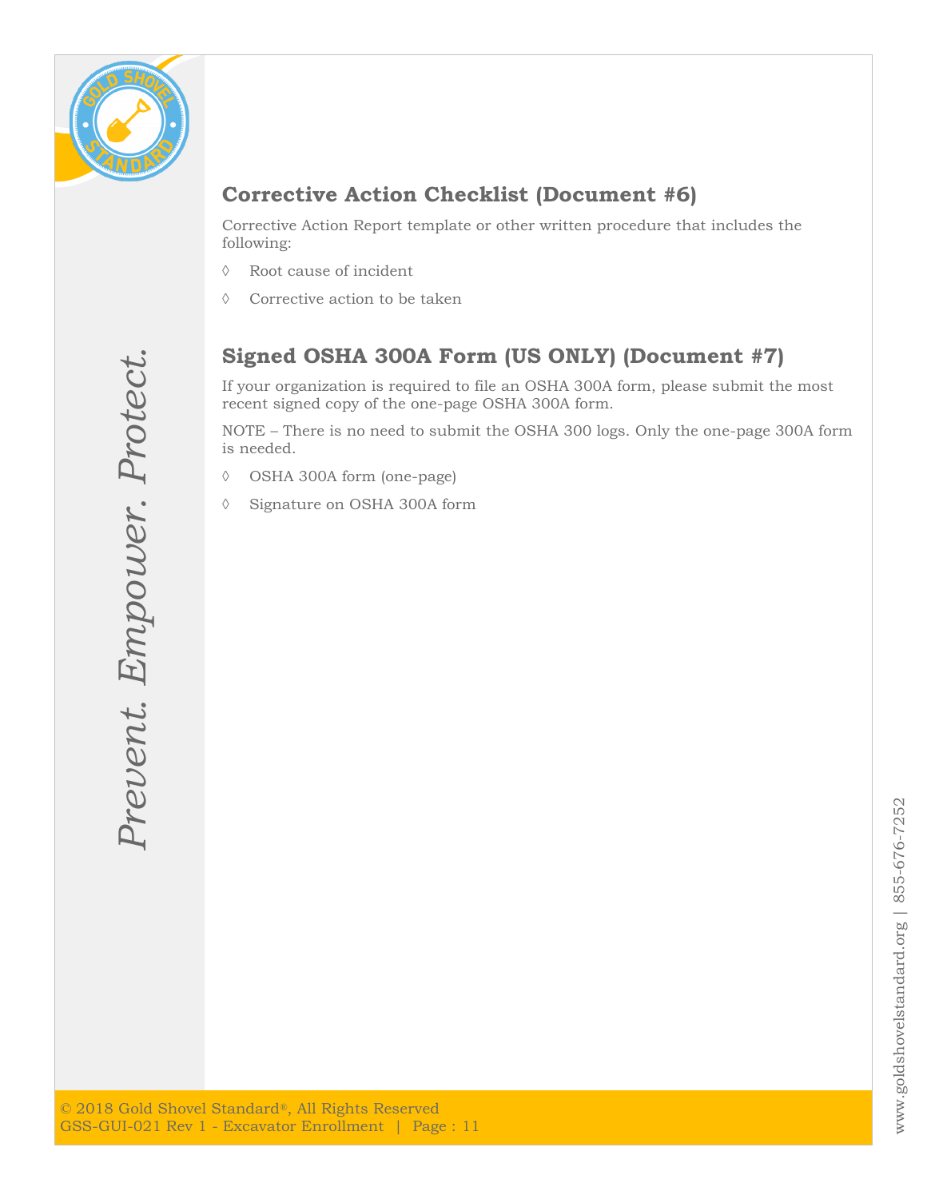## Corrective Action Checklist (Document #6)

Corrective Action Report template or other written procedure that includes the following:

◊ Root cause of incident

◊ Corrective action to be taken

## Signed OSHA 300A Form (US ONLY) (Document #7)

If your organization is required to file an OSHA 300A form, please submit the most recent signed copy of the one-page OSHA 300A form.

NOTE – There is no need to submit the OSHA 300 logs. Only the one-page 300A form is needed.

◊ OSHA 300A form (one-page)

◊ Signature on OSHA 300A form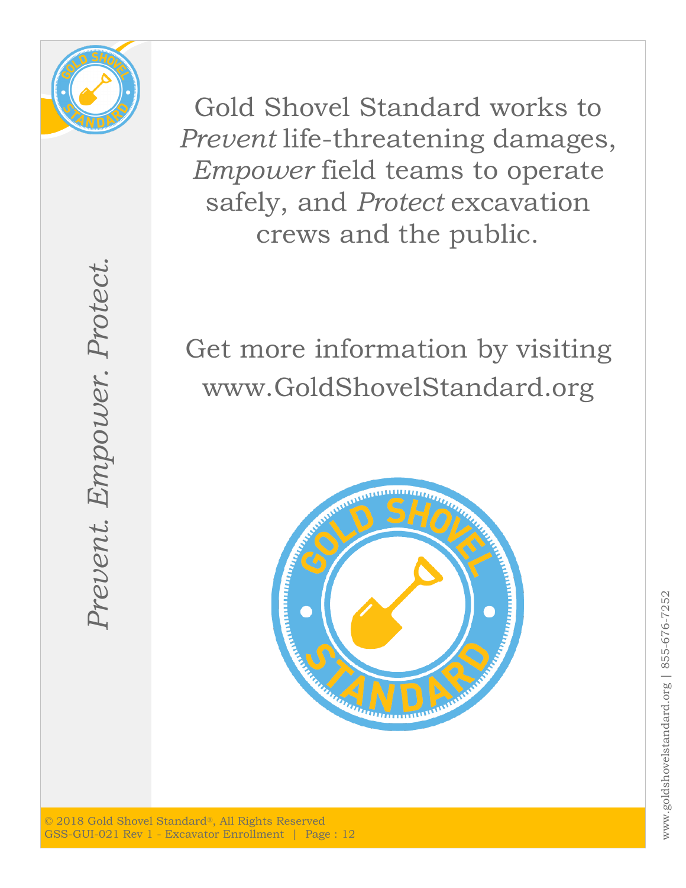Gold Shovel Standard works to *Prevent* life-threatening damages, *Empower* field teams to operate safely, and *Protect* excavation crews and the public.

Get more information by visiting www.GoldShovelStandard.org

*Prevent. Empower. Protect.*

www.goldshovelstandard.org | 855-676-7252

© 2018 Gold Shovel Standard®, All Rights Reserved
GSS-GUI-021 Rev 1 - Excavator Enrollment